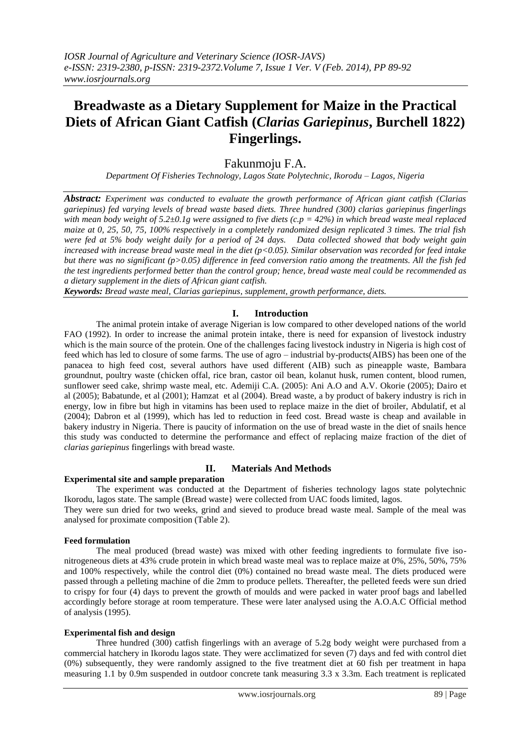# Breadwaste as a Dietary Supplement for Maize in the Practical Diets of African Giant Catfish (*Clarias Gariepinus*, Burchell 1822) Fingerlings.

Fakunmoju F.A.

*Department Of Fisheries Technology, Lagos State Polytechnic, Ikorodu – Lagos, Nigeria*

***Abstract:** Experiment was conducted to evaluate the growth performance of African giant catfish (Clarias gariepinus) fed varying levels of bread waste based diets. Three hundred (300) clarias gariepinus fingerlings with mean body weight of 5.2±0.1g were assigned to five diets (c.p = 42%) in which bread waste meal replaced maize at 0, 25, 50, 75, 100% respectively in a completely randomized design replicated 3 times. The trial fish were fed at 5% body weight daily for a period of 24 days. Data collected showed that bags weight gain increased with increase bread waste meal in the diet (p<0.05). Similar observation was recorded for feed intake but there was no significant (p>0.05) difference in feed conversion ratio among the treatments. All the fish fed the test ingredients performed better than the control group; hence, bread waste meal could be recommended as a dietary supplement in the diets of African giant catfish.*

***Keywords:** Bread waste meal, Clarias gariepinus, supplement, growth performance, diets.*

## I. Introduction

The animal protein intake of average Nigerian is low compared to other developed nations of the world FAO (1992). In order to increase the animal protein intake, there is need for expansion of livestock industry which is the main source of the protein. One of the challenges facing livestock industry in Nigeria is high cost of feed which has led to closure of some farms. The use of agro – industrial by-products(AIBS) has been one of the panacea to high feed cost, several authors have used different (AIB) such as pineapple waste, Bambara groundnut, poultry waste (chicken offal, rice bran, castor oil bean, kolanut husk, rumen content, blood rumen, sunflower seed cake, shrimp waste meal, etc. Ademiji C.A. (2005): Ani A.O and A.V. Okorie (2005); Dairo et al (2005); Babatunde, et al (2001); Hamzat et al (2004). Bread waste, a by product of bakery industry is rich in energy, low in fibre but high in vitamins has been used to replace maize in the diet of broiler, Abdulatif, et al (2004); Dabron et al (1999), which has led to reduction in feed cost. Bread waste is cheap and available in bakery industry in Nigeria. There is paucity of information on the use of bread waste in the diet of snails hence this study was conducted to determine the performance and effect of replacing maize fraction of the diet of *clarias gariepinus* fingerlings with bread waste.

## II. Materials And Methods

### Experimental site and sample preparation

The experiment was conducted at the Department of fisheries technology lagos state polytechnic Ikorodu, lagos state. The sample (Bread waste} were collected from UAC foods limited, lagos.
They were sun dried for two weeks, grind and sieved to produce bread waste meal. Sample of the meal was analysed for proximate composition (Table 2).

### Feed formulation

The meal produced (bread waste) was mixed with other feeding ingredients to formulate five iso-nitrogeneous diets at 43% crude protein in which bread waste meal was to replace maize at 0%, 25%, 50%, 75% and 100% respectively, while the control diet (0%) contained no bread waste meal. The diets produced were passed through a pelleting machine of die 2mm to produce pellets. Thereafter, the pelleted feeds were sun dried to crispy for four (4) days to prevent the growth of moulds and were packed in water proof bags and labelled accordingly before storage at room temperature. These were later analysed using the A.O.A.C Official method of analysis (1995).

### Experimental fish and design

Three hundred (300) catfish fingerlings with an average of 5.2g body weight were purchased from a commercial hatchery in Ikorodu lagos state. They were acclimatized for seven (7) days and fed with control diet (0%) subsequently, they were randomly assigned to the five treatment diet at 60 fish per treatment in hapa measuring 1.1 by 0.9m suspended in outdoor concrete tank measuring 3.3 x 3.3m. Each treatment is replicated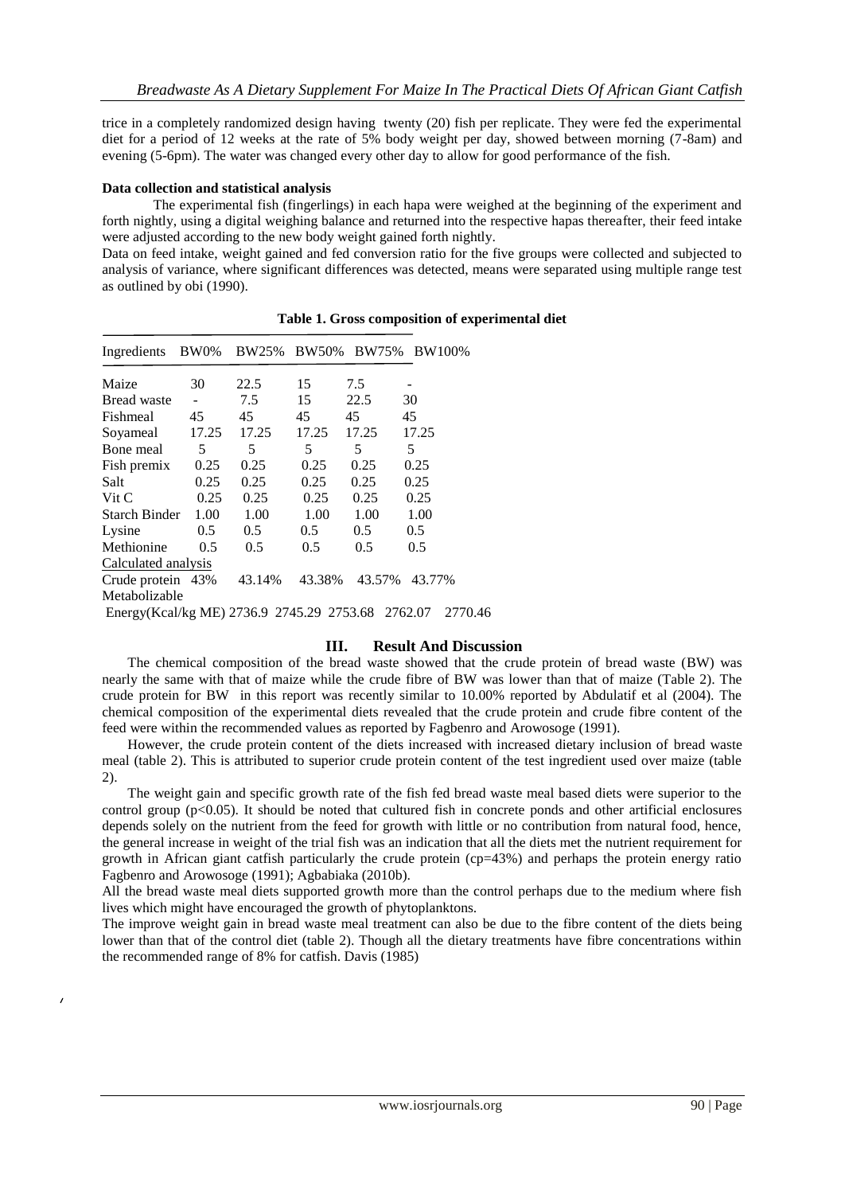trice in a completely randomized design having twenty (20) fish per replicate. They were fed the experimental diet for a period of 12 weeks at the rate of 5% body weight per day, showed between morning (7-8am) and evening (5-6pm). The water was changed every other day to allow for good performance of the fish.

**Data collection and statistical analysis**

The experimental fish (fingerlings) in each hapa were weighed at the beginning of the experiment and forth nightly, using a digital weighing balance and returned into the respective hapas thereafter, their feed intake were adjusted according to the new body weight gained forth nightly.

Data on feed intake, weight gained and fed conversion ratio for the five groups were collected and subjected to analysis of variance, where significant differences was detected, means were separated using multiple range test as outlined by obi (1990).

**Table 1. Gross composition of experimental diet**

| Ingredients | BW0% | BW25% | BW50% | BW75% | BW100% |
|---|---|---|---|---|---|
| Maize | 30 | 22.5 | 15 | 7.5 | - |
| Bread waste | - | 7.5 | 15 | 22.5 | 30 |
| Fishmeal | 45 | 45 | 45 | 45 | 45 |
| Soyameal | 17.25 | 17.25 | 17.25 | 17.25 | 17.25 |
| Bone meal | 5 | 5 | 5 | 5 | 5 |
| Fish premix | 0.25 | 0.25 | 0.25 | 0.25 | 0.25 |
| Salt | 0.25 | 0.25 | 0.25 | 0.25 | 0.25 |
| Vit C | 0.25 | 0.25 | 0.25 | 0.25 | 0.25 |
| Starch Binder | 1.00 | 1.00 | 1.00 | 1.00 | 1.00 |
| Lysine | 0.5 | 0.5 | 0.5 | 0.5 | 0.5 |
| Methionine | 0.5 | 0.5 | 0.5 | 0.5 | 0.5 |
| Calculated analysis | | | | | |
| Crude protein | 43% | 43.14% | 43.38% | 43.57% | 43.77% |
| Metabolizable Energy(Kcal/kg ME) | 2736.9 | 2745.29 | 2753.68 | 2762.07 | 2770.46 |

## III. Result And Discussion

The chemical composition of the bread waste showed that the crude protein of bread waste (BW) was nearly the same with that of maize while the crude fibre of BW was lower than that of maize (Table 2). The crude protein for BW in this report was recently similar to 10.00% reported by Abdulatif et al (2004). The chemical composition of the experimental diets revealed that the crude protein and crude fibre content of the feed were within the recommended values as reported by Fagbenro and Arowosoge (1991).

However, the crude protein content of the diets increased with increased dietary inclusion of bread waste meal (table 2). This is attributed to superior crude protein content of the test ingredient used over maize (table 2).

The weight gain and specific growth rate of the fish fed bread waste meal based diets were superior to the control group ($p<0.05$). It should be noted that cultured fish in concrete ponds and other artificial enclosures depends solely on the nutrient from the feed for growth with little or no contribution from natural food, hence, the general increase in weight of the trial fish was an indication that all the diets met the nutrient requirement for growth in African giant catfish particularly the crude protein (cp=43%) and perhaps the protein energy ratio Fagbenro and Arowosoge (1991); Agbabiaka (2010b).

All the bread waste meal diets supported growth more than the control perhaps due to the medium where fish lives which might have encouraged the growth of phytoplanktons.

The improve weight gain in bread waste meal treatment can also be due to the fibre content of the diets being lower than that of the control diet (table 2). Though all the dietary treatments have fibre concentrations within the recommended range of 8% for catfish. Davis (1985)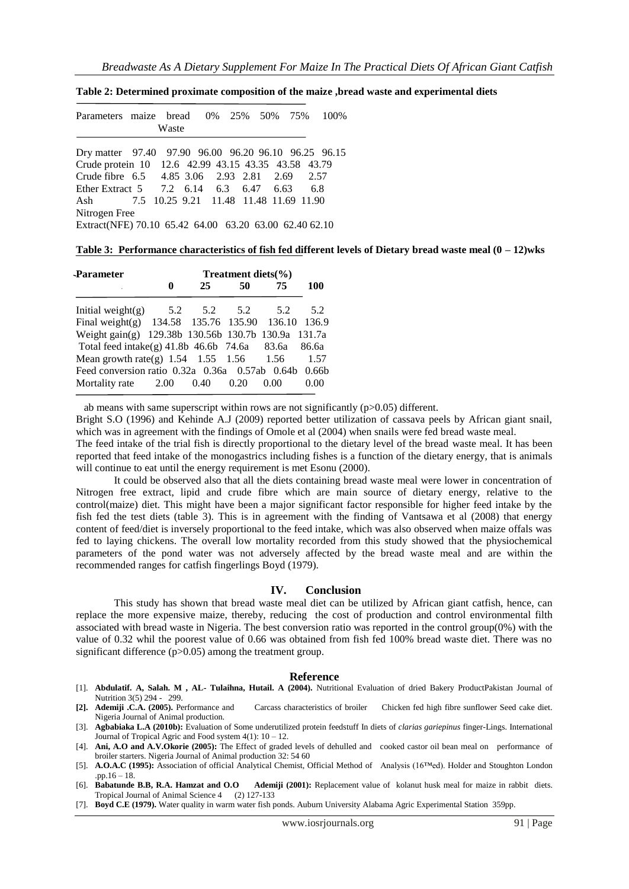**Table 2: Determined proximate composition of the maize ,bread waste and experimental diets**

| Parameters | maize | bread Waste | 0% | 25% | 50% | 75% | 100% |
|---|---|---|---|---|---|---|---|
| Dry matter | 97.40 | 97.90 | 96.00 | 96.20 | 96.10 | 96.25 | 96.15 |
| Crude protein | 10 | 12.6 | 42.99 | 43.15 | 43.35 | 43.58 | 43.79 |
| Crude fibre | 6.5 | 4.85 | 3.06 | 2.93 | 2.81 | 2.69 | 2.57 |
| Ether Extract | 5 | 7.2 | 6.14 | 6.3 | 6.47 | 6.63 | 6.8 |
| Ash | 7.5 | 10.25 | 9.21 | 11.48 | 11.48 | 11.69 | 11.90 |
| Nitrogen Free Extract(NFE) | 70.10 | 65.42 | 64.00 | 63.20 | 63.00 | 62.40 | 62.10 |

**Table 3: Performance characteristics of fish fed different levels of Dietary bread waste meal (0 – 12)wks**

| Parameter | Treatment diets(%) | | | | |
|---|---|---|---|---|---|
| | 0 | 25 | 50 | 75 | 100 |
| Initial weight(g) | 5.2 | 5.2 | 5.2 | 5.2 | 5.2 |
| Final weight(g) | 134.58 | 135.76 | 135.90 | 136.10 | 136.9 |
| Weight gain(g) | 129.38b | 130.56b | 130.7b | 130.9a | 131.7a |
| Total feed intake(g) | 41.8b | 46.6b | 74.6a | 83.6a | 86.6a |
| Mean growth rate(g) | 1.54 | 1.55 | 1.56 | 1.56 | 1.57 |
| Feed conversion ratio | 0.32a | 0.36a | 0.57ab | 0.64b | 0.66b |
| Mortality rate | 2.00 | 0.40 | 0.20 | 0.00 | 0.00 |

ab means with same superscript within rows are not significantly (p>0.05) different.

Bright S.O (1996) and Kehinde A.J (2009) reported better utilization of cassava peels by African giant snail, which was in agreement with the findings of Omole et al (2004) when snails were fed bread waste meal.

The feed intake of the trial fish is directly proportional to the dietary level of the bread waste meal. It has been reported that feed intake of the monogastrics including fishes is a function of the dietary energy, that is animals will continue to eat until the energy requirement is met Esonu (2000).

It could be observed also that all the diets containing bread waste meal were lower in concentration of Nitrogen free extract, lipid and crude fibre which are main source of dietary energy, relative to the control(maize) diet. This might have been a major significant factor responsible for higher feed intake by the fish fed the test diets (table 3). This is in agreement with the finding of Vantsawa et al (2008) that energy content of feed/diet is inversely proportional to the feed intake, which was also observed when maize offals was fed to laying chickens. The overall low mortality recorded from this study showed that the physiochemical parameters of the pond water was not adversely affected by the bread waste meal and are within the recommended ranges for catfish fingerlings Boyd (1979).

## IV. Conclusion

This study has shown that bread waste meal diet can be utilized by African giant catfish, hence, can replace the more expensive maize, thereby, reducing the cost of production and control environmental filth associated with bread waste in Nigeria. The best conversion ratio was reported in the control group(0%) with the value of 0.32 whil the poorest value of 0.66 was obtained from fish fed 100% bread waste diet. There was no significant difference (p>0.05) among the treatment group.

## Reference

[1]. **Abdulatif. A, Salah. M , AL- Tulaihna, Hutail. A (2004).** Nutritional Evaluation of dried Bakery ProductPakistan Journal of Nutrition 3(5) 294 - 299.

**[2]. Ademiji .C.A. (2005).** Performance and Carcass characteristics of broiler Chicken fed high fibre sunflower Seed cake diet. Nigeria Journal of Animal production.

[3]. **Agbabiaka L.A (2010b):** Evaluation of Some underutilized protein feedstuff In diets of *clarias gariepinus* finger-Lings. International Journal of Tropical Agric and Food system 4(1): 10 – 12.

[4]. **Ani, A.O and A.V.Okorie (2005):** The Effect of graded levels of dehulled and cooked castor oil bean meal on performance of broiler starters. Nigeria Journal of Animal production 32: 54 60

[5]. **A.O.A.C (1995):** Association of official Analytical Chemist, Official Method of Analysis (16™ed). Holder and Stoughton London .pp.16 – 18.

[6]. **Babatunde B.B, R.A. Hamzat and O.O Ademiji (2001):** Replacement value of kolanut husk meal for maize in rabbit diets. Tropical Journal of Animal Science 4 (2) 127-133

[7]. **Boyd C.E (1979).** Water quality in warm water fish ponds. Auburn University Alabama Agric Experimental Station 359pp.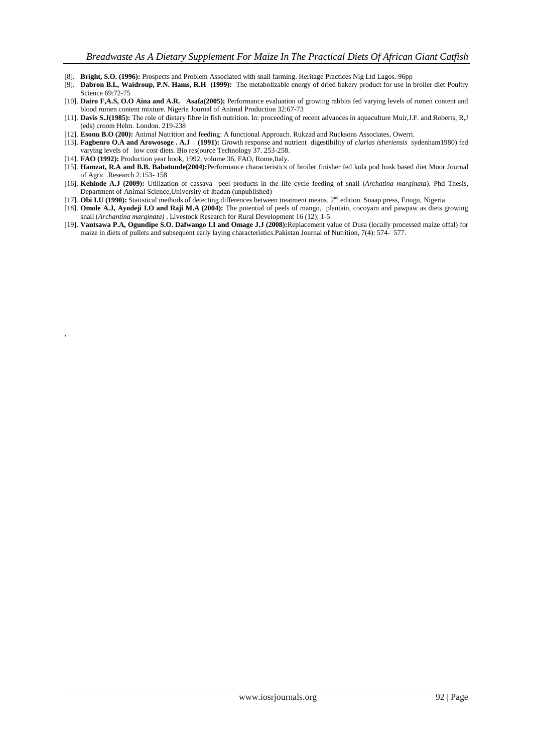- [8]. **Bright, S.O. (1996):** Prospects and Problem Associated with snail farming. Heritage Practices Nig Ltd Lagos. 96pp
- [9]. **Dabron B.L, Waidroup, P.N. Hams, R.H (1999):** The metabolizable energy of dried bakery product for use in broiler diet Poultry Science 69:72-75
- [10]. **Dairo F,A.S, O.O Aina and A.R. Asafa(2005);** Performance evaluation of growing rabbits fed varying levels of rumen content and blood rumen content mixture. Nigeria Journal of Animal Production 32:67-73
- [11]. **Davis S.J(1985):** The role of dietary fibre in fish nutrition. In: proceeding of recent advances in aquaculture Muir,J.F. and.Roberts, R,J (eds) croom Helm. London. 219-238
- [12]. **Esonu B.O (200):** Animal Nutrition and feeding: A functional Approach. Rukzad and Rucksons Associates, Owerri.
- [13]. **Fagbenro O.A and Arowosoge . A.J (1991):** Growth response and nutrient digestibility of *clarias isheriensis* sydenham1980) fed varying levels of low cost diets. Bio res(ource Technology 37. 253-258.
- [14]. **FAO (1992):** Production year book, 1992, volume 36, FAO, Rome,Italy.
- [15]. **Hamzat, R.A and B.B. Babatunde(2004):**Performance characteristics of broiler finisher fed kola pod husk based diet Moor Journal of Agric .Research 2.153- 158
- [16]. **Kehinde A.J (2009):** Utilization of cassava peel products in the life cycle feeding of snail (*Archatina marginata*). Phd Thesis, Department of Animal Science,University of Ibadan (unpublished)
- [17]. **Obi I.U (1990):** Statistical methods of detecting differences between treatment means. 2nd edition. Snaap press, Enugu, Nigeria
- [18]. **Omole A.J, Ayodeji I.O and Raji M.A (2004):** The potential of peels of mango, plantain, cocoyam and pawpaw as diets growing snail (*Archantina marginata)* . Livestock Research for Rural Development 16 (12): 1-5
- [19]. **Vantsawa P.A, Ogundipe S.O. Dafwango I.I and Omage J.J (2008):**Replacement value of Dusa (locally processed maize offal) for maize in diets of pullets and subsequent early laying characteristics.Pakistan Journal of Nutrition, 7(4): 574- 577.